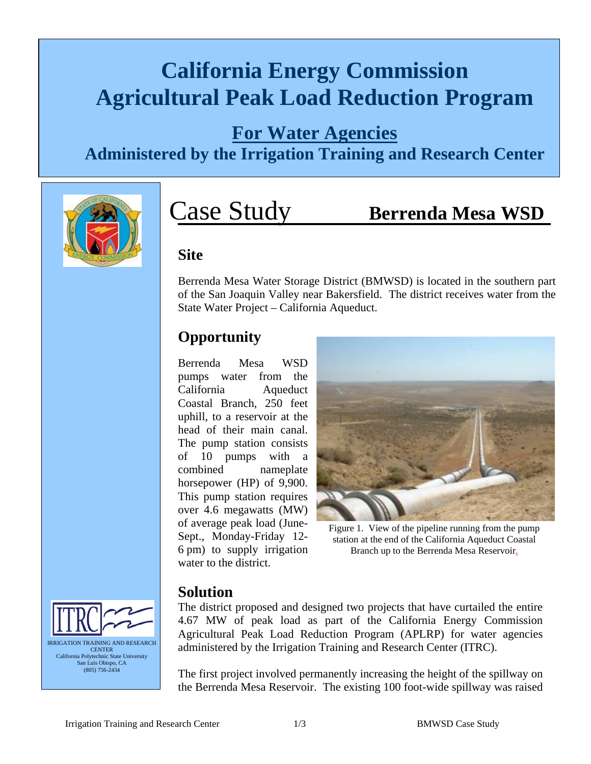# California Energy Commission Agricultural Peak Load Reduction Program

## For Water Agencies

## Administered by the Irrigation Training and Research Center

# Case Study — Berrenda Mesa WSD

IRRIGATION TRAINING AND RESEARCH CENTER
California Polytechnic State University
San Luis Obispo, CA
(805) 756-2434

## Site

Berrenda Mesa Water Storage District (BMWSD) is located in the southern part of the San Joaquin Valley near Bakersfield. The district receives water from the State Water Project – California Aqueduct.

## Opportunity

Berrenda Mesa WSD pumps water from the California Aqueduct Coastal Branch, 250 feet uphill, to a reservoir at the head of their main canal. The pump station consists of 10 pumps with a combined nameplate horsepower (HP) of 9,900. This pump station requires over 4.6 megawatts (MW) of average peak load (June-Sept., Monday-Friday 12-6 pm) to supply irrigation water to the district.

Figure 1. View of the pipeline running from the pump station at the end of the California Aqueduct Coastal Branch up to the Berrenda Mesa Reservoir.

## Solution

The district proposed and designed two projects that have curtailed the entire 4.67 MW of peak load as part of the California Energy Commission Agricultural Peak Load Reduction Program (APLRP) for water agencies administered by the Irrigation Training and Research Center (ITRC).

The first project involved permanently increasing the height of the spillway on the Berrenda Mesa Reservoir. The existing 100 foot-wide spillway was raised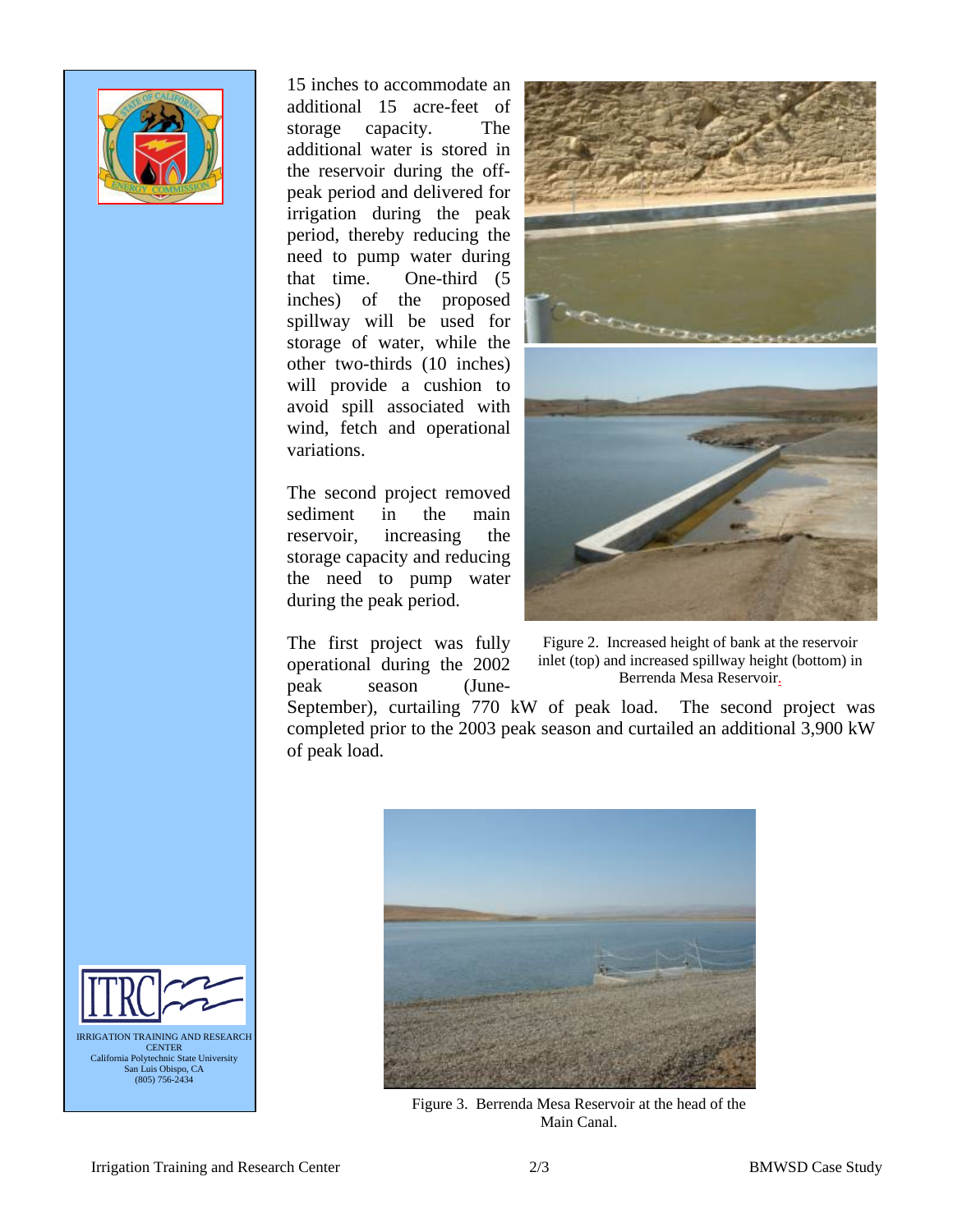15 inches to accommodate an additional 15 acre-feet of storage capacity. The additional water is stored in the reservoir during the off-peak period and delivered for irrigation during the peak period, thereby reducing the need to pump water during that time. One-third (5 inches) of the proposed spillway will be used for storage of water, while the other two-thirds (10 inches) will provide a cushion to avoid spill associated with wind, fetch and operational variations.

The second project removed sediment in the main reservoir, increasing the storage capacity and reducing the need to pump water during the peak period.

The first project was fully operational during the 2002 peak season (June-September), curtailing 770 kW of peak load. The second project was completed prior to the 2003 peak season and curtailed an additional 3,900 kW of peak load.

Figure 2. Increased height of bank at the reservoir inlet (top) and increased spillway height (bottom) in Berrenda Mesa Reservoir.

Figure 3. Berrenda Mesa Reservoir at the head of the Main Canal.

IRRIGATION TRAINING AND RESEARCH CENTER
California Polytechnic State University
San Luis Obispo, CA
(805) 756-2434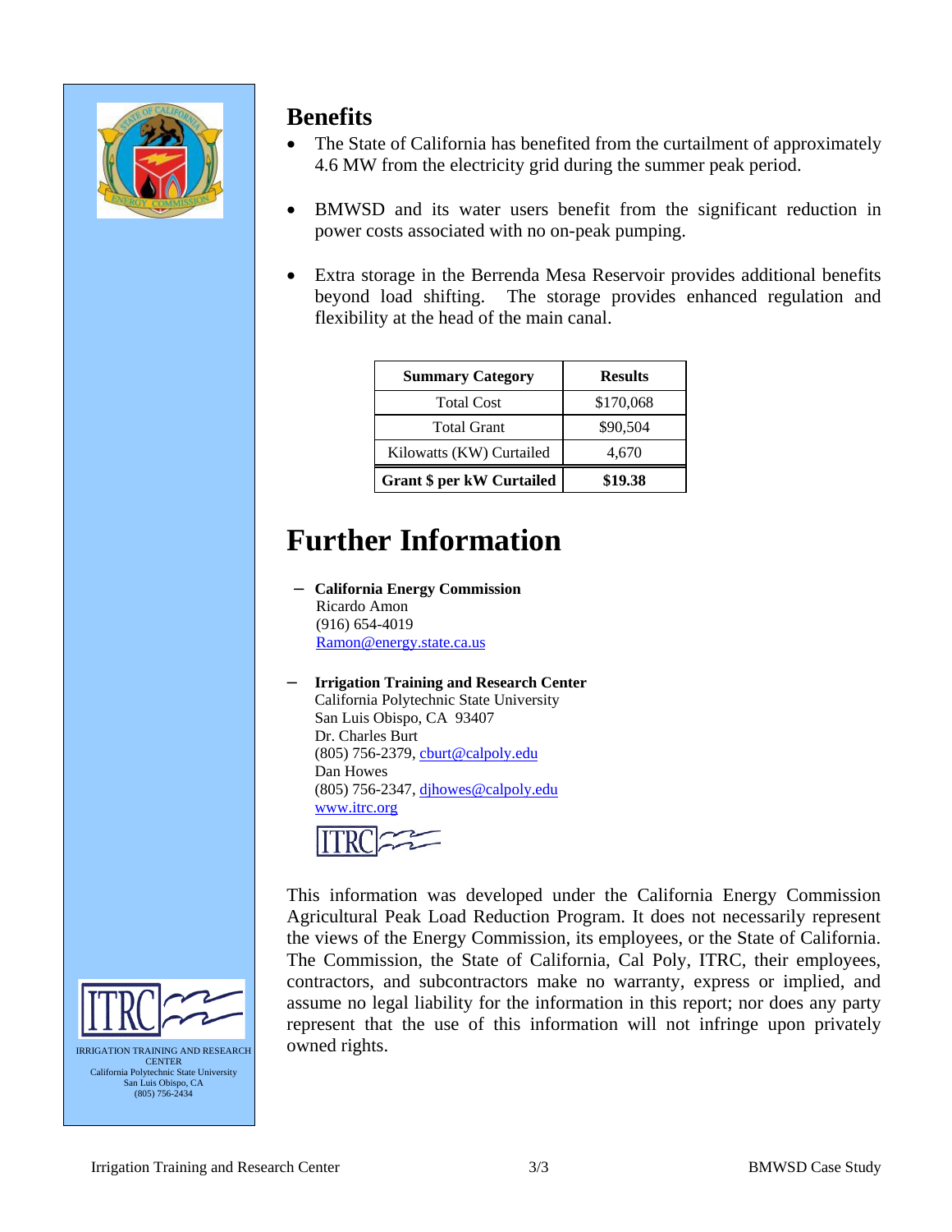## Benefits

- The State of California has benefited from the curtailment of approximately 4.6 MW from the electricity grid during the summer peak period.
- BMWSD and its water users benefit from the significant reduction in power costs associated with no on-peak pumping.
- Extra storage in the Berrenda Mesa Reservoir provides additional benefits beyond load shifting. The storage provides enhanced regulation and flexibility at the head of the main canal.

| Summary Category | Results |
|---|---|
| Total Cost | $170,068 |
| Total Grant | $90,504 |
| Kilowatts (KW) Curtailed | 4,670 |
| **Grant $ per kW Curtailed** | **$19.38** |

# Further Information

- **California Energy Commission**
  Ricardo Amon
  (916) 654-4019
  Ramon@energy.state.ca.us

- **Irrigation Training and Research Center**
  California Polytechnic State University
  San Luis Obispo, CA 93407
  Dr. Charles Burt
  (805) 756-2379, cburt@calpoly.edu
  Dan Howes
  (805) 756-2347, djhowes@calpoly.edu
  www.itrc.org

This information was developed under the California Energy Commission Agricultural Peak Load Reduction Program. It does not necessarily represent the views of the Energy Commission, its employees, or the State of California. The Commission, the State of California, Cal Poly, ITRC, their employees, contractors, and subcontractors make no warranty, express or implied, and assume no legal liability for the information in this report; nor does any party represent that the use of this information will not infringe upon privately owned rights.

IRRIGATION TRAINING AND RESEARCH CENTER
California Polytechnic State University
San Luis Obispo, CA
(805) 756-2434